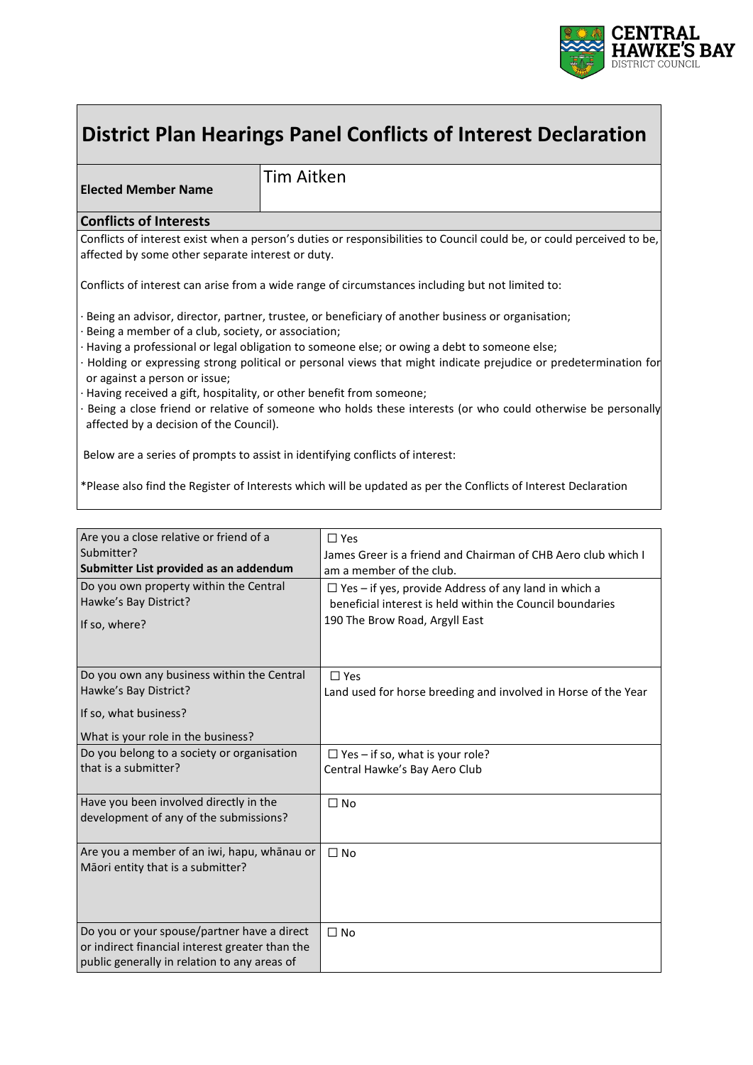# District Plan Hearings Panel Conflicts of Interest Declaration

| **Elected Member Name** | Tim Aitken |
| --- | --- |

## Conflicts of Interests

Conflicts of interest exist when a person's duties or responsibilities to Council could be, or could perceived to be, affected by some other separate interest or duty.

Conflicts of interest can arise from a wide range of circumstances including but not limited to:

- Being an advisor, director, partner, trustee, or beneficiary of another business or organisation;
- Being a member of a club, society, or association;
- Having a professional or legal obligation to someone else; or owing a debt to someone else;
- Holding or expressing strong political or personal views that might indicate prejudice or predetermination for or against a person or issue;
- Having received a gift, hospitality, or other benefit from someone;
- Being a close friend or relative of someone who holds these interests (or who could otherwise be personally affected by a decision of the Council).

Below are a series of prompts to assist in identifying conflicts of interest:

*Please also find the Register of Interests which will be updated as per the Conflicts of Interest Declaration

| | |
| --- | --- |
| Are you a close relative or friend of a Submitter?<br>**Submitter List provided as an addendum** | ☐ Yes<br>James Greer is a friend and Chairman of CHB Aero club which I am a member of the club. |
| Do you own property within the Central Hawke's Bay District?<br>If so, where? | ☐ Yes – if yes, provide Address of any land in which a beneficial interest is held within the Council boundaries<br>190 The Brow Road, Argyll East |
| Do you own any business within the Central Hawke's Bay District?<br>If so, what business?<br>What is your role in the business? | ☐ Yes<br>Land used for horse breeding and involved in Horse of the Year |
| Do you belong to a society or organisation that is a submitter? | ☐ Yes – if so, what is your role?<br>Central Hawke's Bay Aero Club |
| Have you been involved directly in the development of any of the submissions? | ☐ No |
| Are you a member of an iwi, hapu, whānau or Māori entity that is a submitter? | ☐ No |
| Do you or your spouse/partner have a direct or indirect financial interest greater than the public generally in relation to any areas of | ☐ No |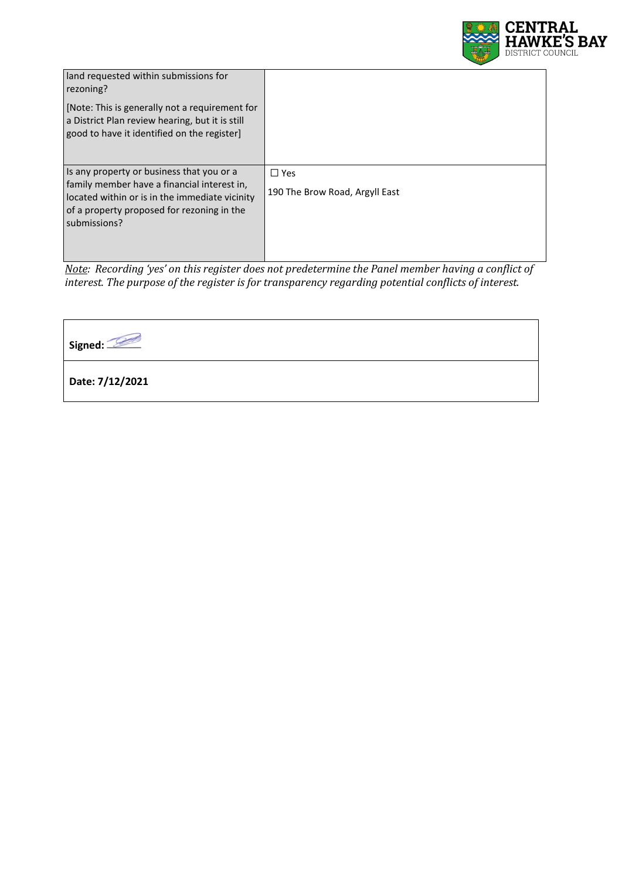| | |
|---|---|
| land requested within submissions for rezoning?<br><br>[Note: This is generally not a requirement for a District Plan review hearing, but it is still good to have it identified on the register] | |
| Is any property or business that you or a family member have a financial interest in, located within or is in the immediate vicinity of a property proposed for rezoning in the submissions? | ☐ Yes<br><br>190 The Brow Road, Argyll East |

*Note: Recording 'yes' on this register does not predetermine the Panel member having a conflict of interest. The purpose of the register is for transparency regarding potential conflicts of interest.*

| |
|---|
| **Signed:** |
| **Date: 7/12/2021** |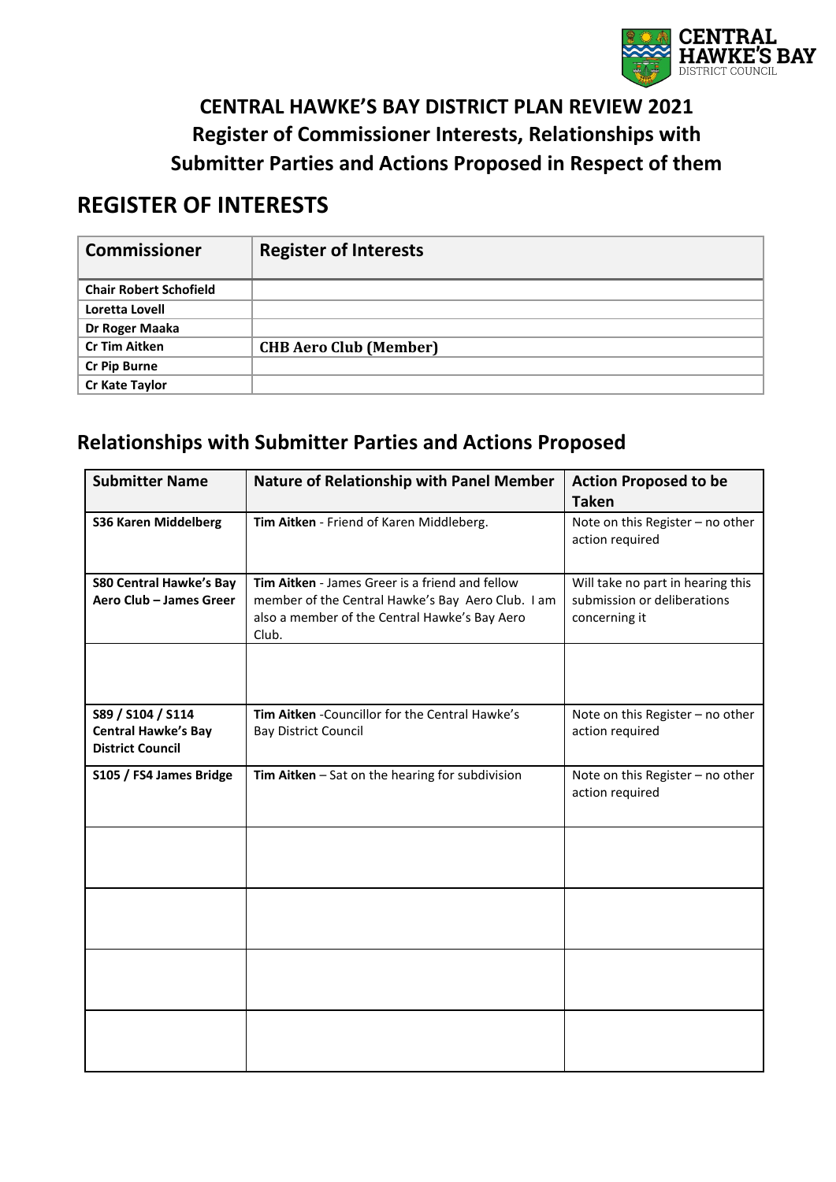# CENTRAL HAWKE'S BAY DISTRICT PLAN REVIEW 2021
## Register of Commissioner Interests, Relationships with Submitter Parties and Actions Proposed in Respect of them

## REGISTER OF INTERESTS

| Commissioner | Register of Interests |
|---|---|
| **Chair Robert Schofield** | |
| **Loretta Lovell** | |
| **Dr Roger Maaka** | |
| **Cr Tim Aitken** | **CHB Aero Club (Member)** |
| **Cr Pip Burne** | |
| **Cr Kate Taylor** | |

## Relationships with Submitter Parties and Actions Proposed

| Submitter Name | Nature of Relationship with Panel Member | Action Proposed to be Taken |
|---|---|---|
| **S36 Karen Middelberg** | **Tim Aitken** - Friend of Karen Middleberg. | Note on this Register – no other action required |
| **S80 Central Hawke's Bay Aero Club – James Greer** | **Tim Aitken** - James Greer is a friend and fellow member of the Central Hawke's Bay Aero Club. I am also a member of the Central Hawke's Bay Aero Club. | Will take no part in hearing this submission or deliberations concerning it |
| | | |
| **S89 / S104 / S114 Central Hawke's Bay District Council** | **Tim Aitken** -Councillor for the Central Hawke's Bay District Council | Note on this Register – no other action required |
| **S105 / FS4 James Bridge** | **Tim Aitken** – Sat on the hearing for subdivision | Note on this Register – no other action required |
| | | |
| | | |
| | | |
| | | |